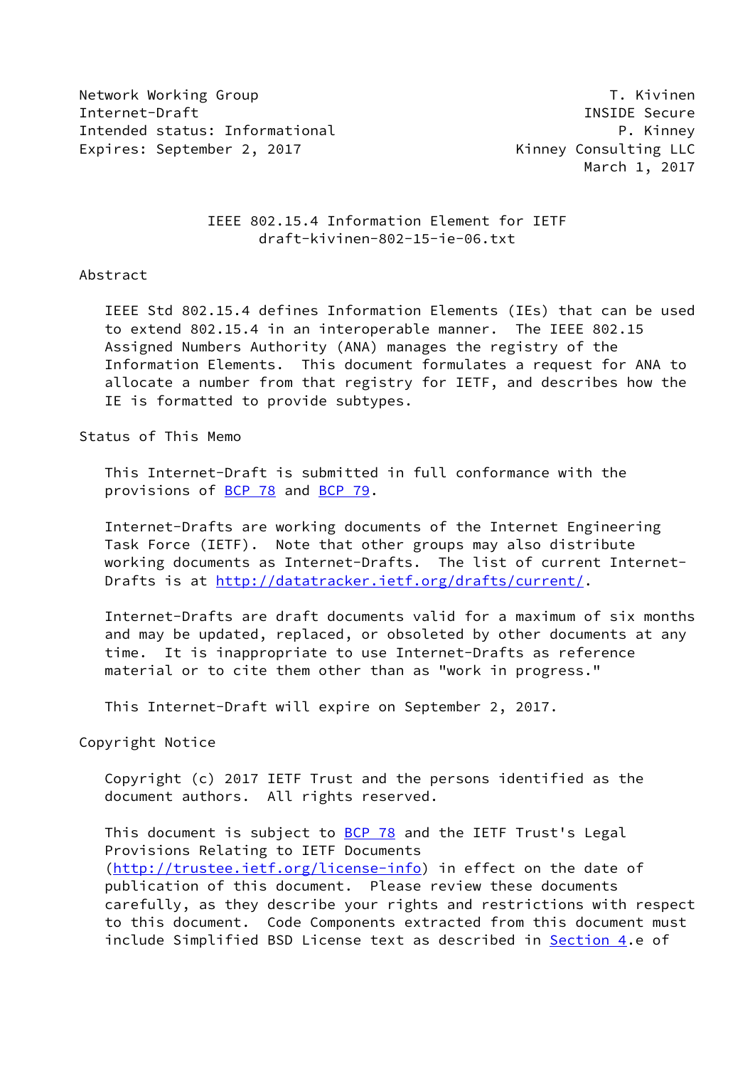Network Working Group T. Kivinen
Internet-Draft INSIDE Secure
Intended status: Informational P. Kinney
Expires: September 2, 2017 Kinney Consulting LLC
March 1, 2017

# IEEE 802.15.4 Information Element for IETF
draft-kivinen-802-15-ie-06.txt

## Abstract

IEEE Std 802.15.4 defines Information Elements (IEs) that can be used to extend 802.15.4 in an interoperable manner. The IEEE 802.15 Assigned Numbers Authority (ANA) manages the registry of the Information Elements. This document formulates a request for ANA to allocate a number from that registry for IETF, and describes how the IE is formatted to provide subtypes.

## Status of This Memo

This Internet-Draft is submitted in full conformance with the provisions of BCP 78 and BCP 79.

Internet-Drafts are working documents of the Internet Engineering Task Force (IETF). Note that other groups may also distribute working documents as Internet-Drafts. The list of current Internet-Drafts is at http://datatracker.ietf.org/drafts/current/.

Internet-Drafts are draft documents valid for a maximum of six months and may be updated, replaced, or obsoleted by other documents at any time. It is inappropriate to use Internet-Drafts as reference material or to cite them other than as "work in progress."

This Internet-Draft will expire on September 2, 2017.

## Copyright Notice

Copyright (c) 2017 IETF Trust and the persons identified as the document authors. All rights reserved.

This document is subject to BCP 78 and the IETF Trust's Legal Provisions Relating to IETF Documents (http://trustee.ietf.org/license-info) in effect on the date of publication of this document. Please review these documents carefully, as they describe your rights and restrictions with respect to this document. Code Components extracted from this document must include Simplified BSD License text as described in Section 4.e of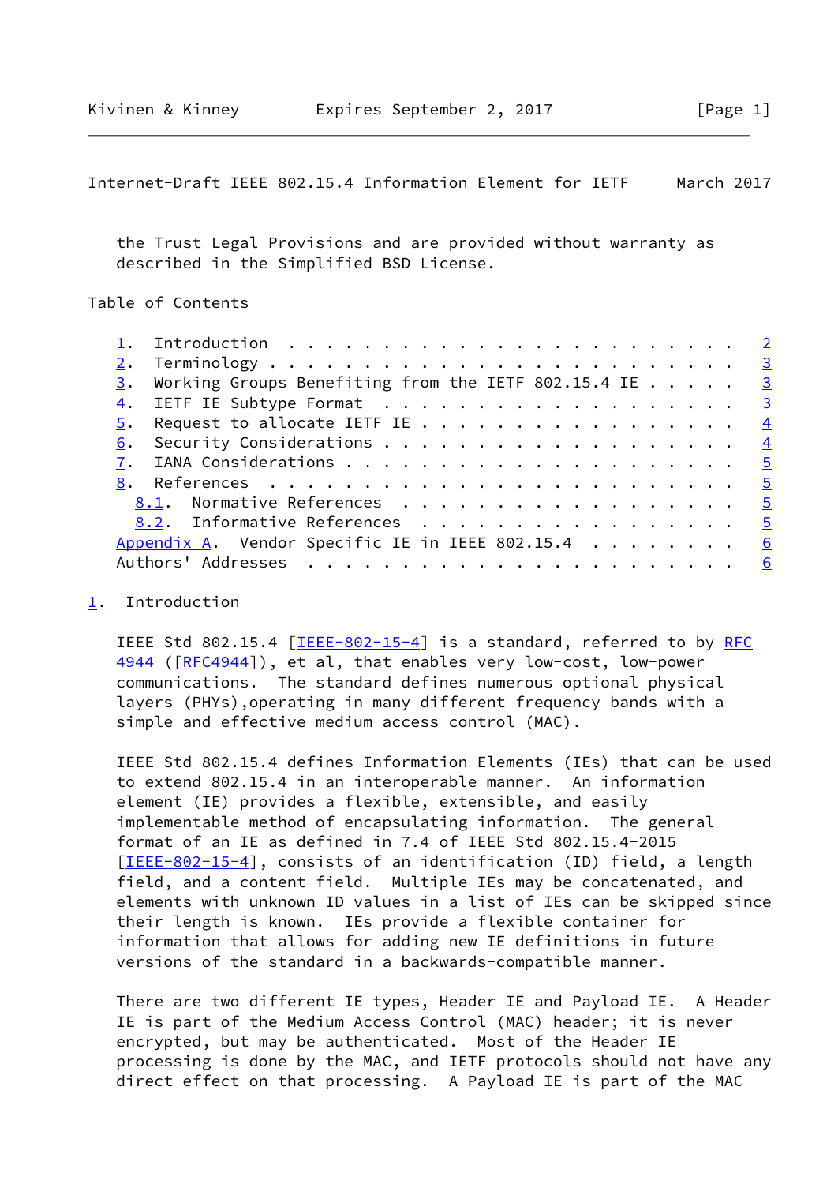the Trust Legal Provisions and are provided without warranty as described in the Simplified BSD License.

Table of Contents

1. Introduction . . . . . . . . . . . . . . . . . . . . . . . . 2
2. Terminology . . . . . . . . . . . . . . . . . . . . . . . . 3
3. Working Groups Benefiting from the IETF 802.15.4 IE . . . . . 3
4. IETF IE Subtype Format . . . . . . . . . . . . . . . . . . . 3
5. Request to allocate IETF IE . . . . . . . . . . . . . . . . . 4
6. Security Considerations . . . . . . . . . . . . . . . . . . . 4
7. IANA Considerations . . . . . . . . . . . . . . . . . . . . . 5
8. References . . . . . . . . . . . . . . . . . . . . . . . . . 5
   8.1. Normative References . . . . . . . . . . . . . . . . . . 5
   8.2. Informative References . . . . . . . . . . . . . . . . . 5
Appendix A. Vendor Specific IE in IEEE 802.15.4 . . . . . . . . 6
Authors' Addresses . . . . . . . . . . . . . . . . . . . . . . . 6

## 1. Introduction

IEEE Std 802.15.4 [IEEE-802-15-4] is a standard, referred to by RFC 4944 ([RFC4944]), et al, that enables very low-cost, low-power communications. The standard defines numerous optional physical layers (PHYs),operating in many different frequency bands with a simple and effective medium access control (MAC).

IEEE Std 802.15.4 defines Information Elements (IEs) that can be used to extend 802.15.4 in an interoperable manner. An information element (IE) provides a flexible, extensible, and easily implementable method of encapsulating information. The general format of an IE as defined in 7.4 of IEEE Std 802.15.4-2015 [IEEE-802-15-4], consists of an identification (ID) field, a length field, and a content field. Multiple IEs may be concatenated, and elements with unknown ID values in a list of IEs can be skipped since their length is known. IEs provide a flexible container for information that allows for adding new IE definitions in future versions of the standard in a backwards-compatible manner.

There are two different IE types, Header IE and Payload IE. A Header IE is part of the Medium Access Control (MAC) header; it is never encrypted, but may be authenticated. Most of the Header IE processing is done by the MAC, and IETF protocols should not have any direct effect on that processing. A Payload IE is part of the MAC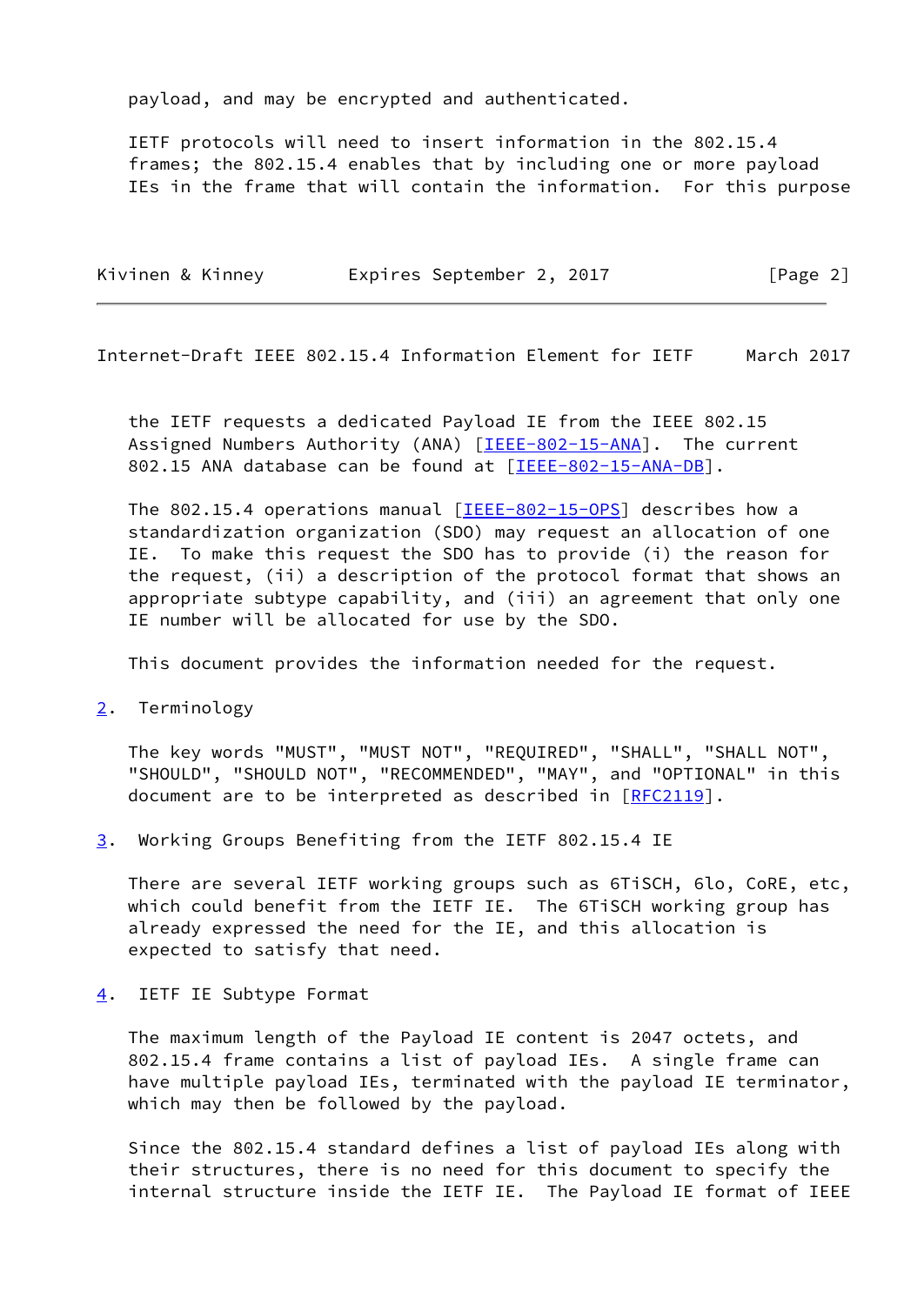payload, and may be encrypted and authenticated.

IETF protocols will need to insert information in the 802.15.4 frames; the 802.15.4 enables that by including one or more payload IEs in the frame that will contain the information. For this purpose the IETF requests a dedicated Payload IE from the IEEE 802.15 Assigned Numbers Authority (ANA) [IEEE-802-15-ANA]. The current 802.15 ANA database can be found at [IEEE-802-15-ANA-DB].

The 802.15.4 operations manual [IEEE-802-15-OPS] describes how a standardization organization (SDO) may request an allocation of one IE. To make this request the SDO has to provide (i) the reason for the request, (ii) a description of the protocol format that shows an appropriate subtype capability, and (iii) an agreement that only one IE number will be allocated for use by the SDO.

This document provides the information needed for the request.

## 2. Terminology

The key words "MUST", "MUST NOT", "REQUIRED", "SHALL", "SHALL NOT", "SHOULD", "SHOULD NOT", "RECOMMENDED", "MAY", and "OPTIONAL" in this document are to be interpreted as described in [RFC2119].

## 3. Working Groups Benefiting from the IETF 802.15.4 IE

There are several IETF working groups such as 6TiSCH, 6lo, CoRE, etc, which could benefit from the IETF IE. The 6TiSCH working group has already expressed the need for the IE, and this allocation is expected to satisfy that need.

## 4. IETF IE Subtype Format

The maximum length of the Payload IE content is 2047 octets, and 802.15.4 frame contains a list of payload IEs. A single frame can have multiple payload IEs, terminated with the payload IE terminator, which may then be followed by the payload.

Since the 802.15.4 standard defines a list of payload IEs along with their structures, there is no need for this document to specify the internal structure inside the IETF IE. The Payload IE format of IEEE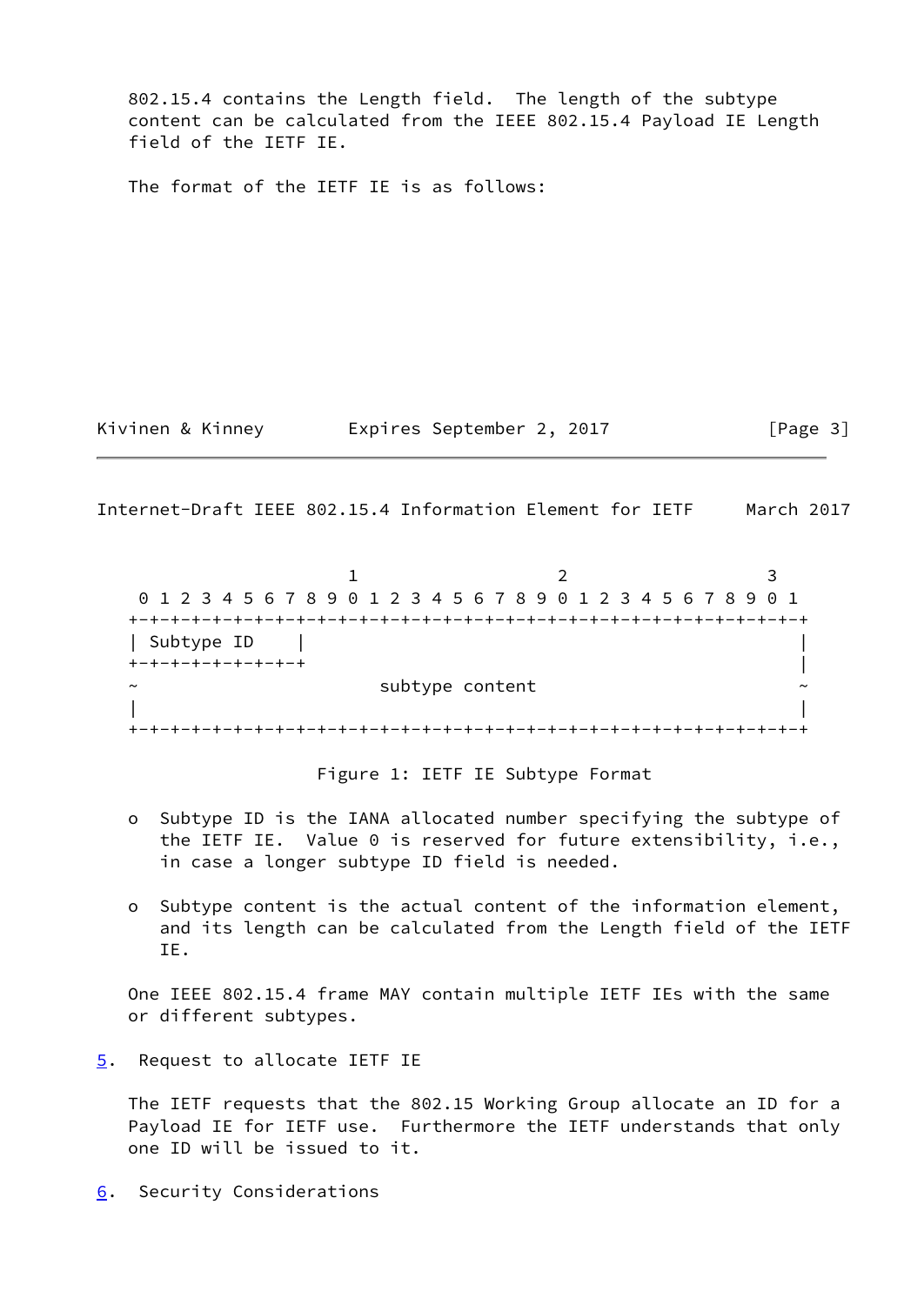802.15.4 contains the Length field. The length of the subtype content can be calculated from the IEEE 802.15.4 Payload IE Length field of the IETF IE.

The format of the IETF IE is as follows:

```
                     1                   2                   3
 0 1 2 3 4 5 6 7 8 9 0 1 2 3 4 5 6 7 8 9 0 1 2 3 4 5 6 7 8 9 0 1
+-+-+-+-+-+-+-+-+-+-+-+-+-+-+-+-+-+-+-+-+-+-+-+-+-+-+-+-+-+-+-+-+
| Subtype ID    |                                               |
+-+-+-+-+-+-+-+-+                                               |
~                        subtype content                        ~
|                                                               |
+-+-+-+-+-+-+-+-+-+-+-+-+-+-+-+-+-+-+-+-+-+-+-+-+-+-+-+-+-+-+-+-+
```

Figure 1: IETF IE Subtype Format

- Subtype ID is the IANA allocated number specifying the subtype of the IETF IE. Value 0 is reserved for future extensibility, i.e., in case a longer subtype ID field is needed.
- Subtype content is the actual content of the information element, and its length can be calculated from the Length field of the IETF IE.

One IEEE 802.15.4 frame MAY contain multiple IETF IEs with the same or different subtypes.

## 5. Request to allocate IETF IE

The IETF requests that the 802.15 Working Group allocate an ID for a Payload IE for IETF use. Furthermore the IETF understands that only one ID will be issued to it.

## 6. Security Considerations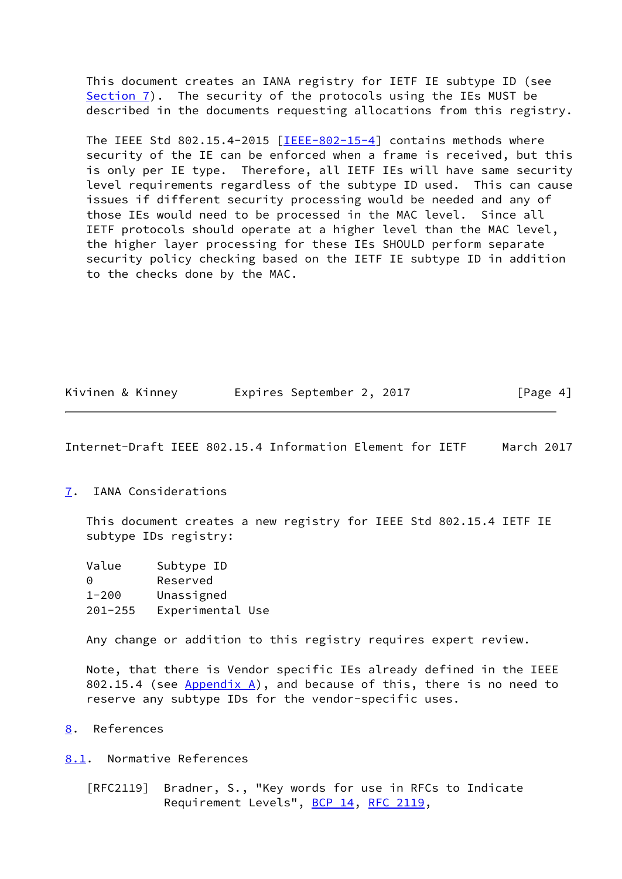This document creates an IANA registry for IETF IE subtype ID (see Section 7). The security of the protocols using the IEs MUST be described in the documents requesting allocations from this registry.

The IEEE Std 802.15.4-2015 [IEEE-802-15-4] contains methods where security of the IE can be enforced when a frame is received, but this is only per IE type. Therefore, all IETF IEs will have same security level requirements regardless of the subtype ID used. This can cause issues if different security processing would be needed and any of those IEs would need to be processed in the MAC level. Since all IETF protocols should operate at a higher level than the MAC level, the higher layer processing for these IEs SHOULD perform separate security policy checking based on the IETF IE subtype ID in addition to the checks done by the MAC.

## 7. IANA Considerations

This document creates a new registry for IEEE Std 802.15.4 IETF IE subtype IDs registry:

| Value | Subtype ID |
|---|---|
| 0 | Reserved |
| 1-200 | Unassigned |
| 201-255 | Experimental Use |

Any change or addition to this registry requires expert review.

Note, that there is Vendor specific IEs already defined in the IEEE 802.15.4 (see Appendix A), and because of this, there is no need to reserve any subtype IDs for the vendor-specific uses.

## 8. References

### 8.1. Normative References

[RFC2119] Bradner, S., "Key words for use in RFCs to Indicate Requirement Levels", BCP 14, RFC 2119,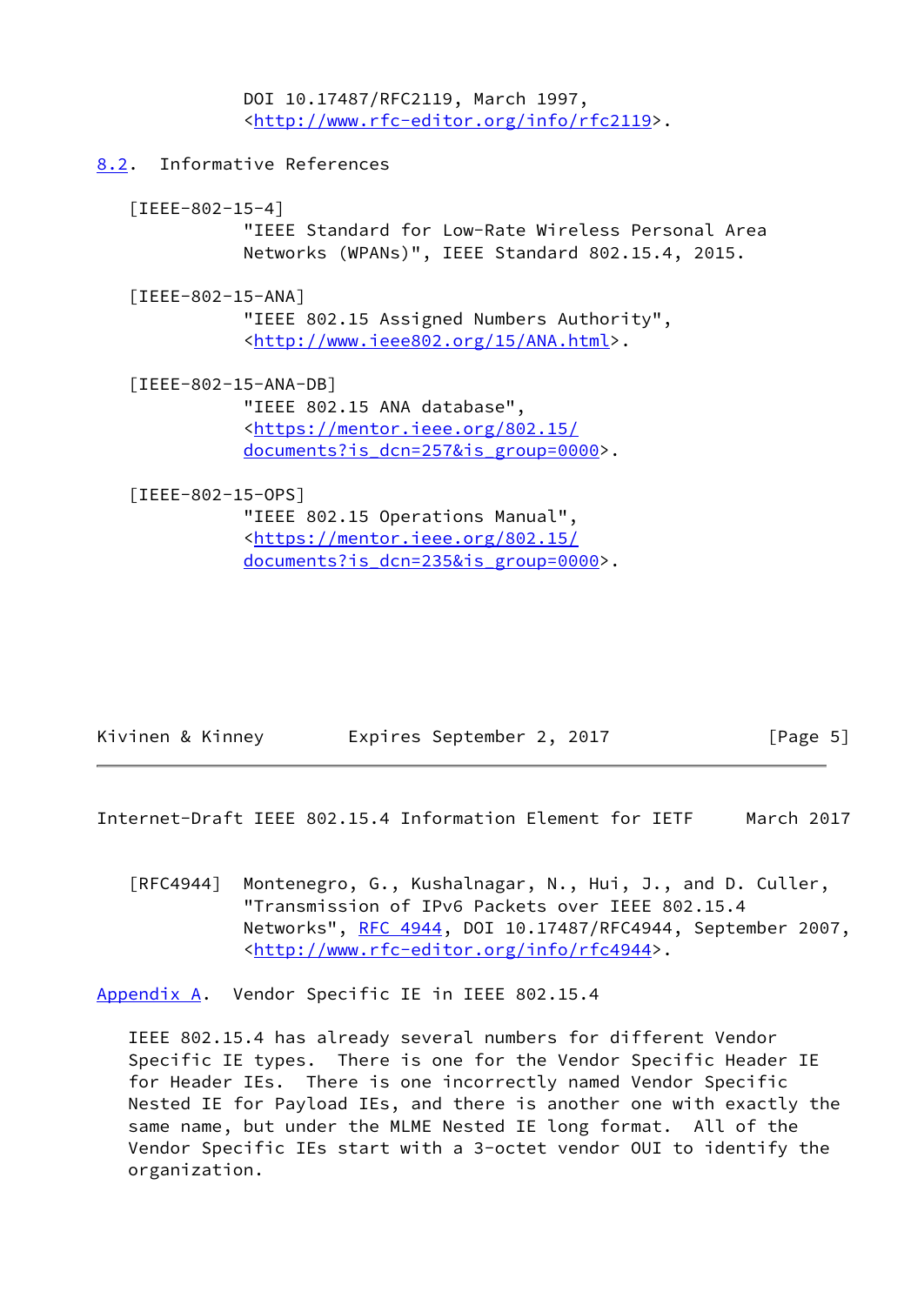DOI 10.17487/RFC2119, March 1997, <http://www.rfc-editor.org/info/rfc2119>.

## 8.2. Informative References

[IEEE-802-15-4]
"IEEE Standard for Low-Rate Wireless Personal Area Networks (WPANs)", IEEE Standard 802.15.4, 2015.

[IEEE-802-15-ANA]
"IEEE 802.15 Assigned Numbers Authority", <http://www.ieee802.org/15/ANA.html>.

[IEEE-802-15-ANA-DB]
"IEEE 802.15 ANA database", <https://mentor.ieee.org/802.15/documents?is_dcn=257&is_group=0000>.

[IEEE-802-15-OPS]
"IEEE 802.15 Operations Manual", <https://mentor.ieee.org/802.15/documents?is_dcn=235&is_group=0000>.

[RFC4944] Montenegro, G., Kushalnagar, N., Hui, J., and D. Culler, "Transmission of IPv6 Packets over IEEE 802.15.4 Networks", RFC 4944, DOI 10.17487/RFC4944, September 2007, <http://www.rfc-editor.org/info/rfc4944>.

## Appendix A. Vendor Specific IE in IEEE 802.15.4

IEEE 802.15.4 has already several numbers for different Vendor Specific IE types. There is one for the Vendor Specific Header IE for Header IEs. There is one incorrectly named Vendor Specific Nested IE for Payload IEs, and there is another one with exactly the same name, but under the MLME Nested IE long format. All of the Vendor Specific IEs start with a 3-octet vendor OUI to identify the organization.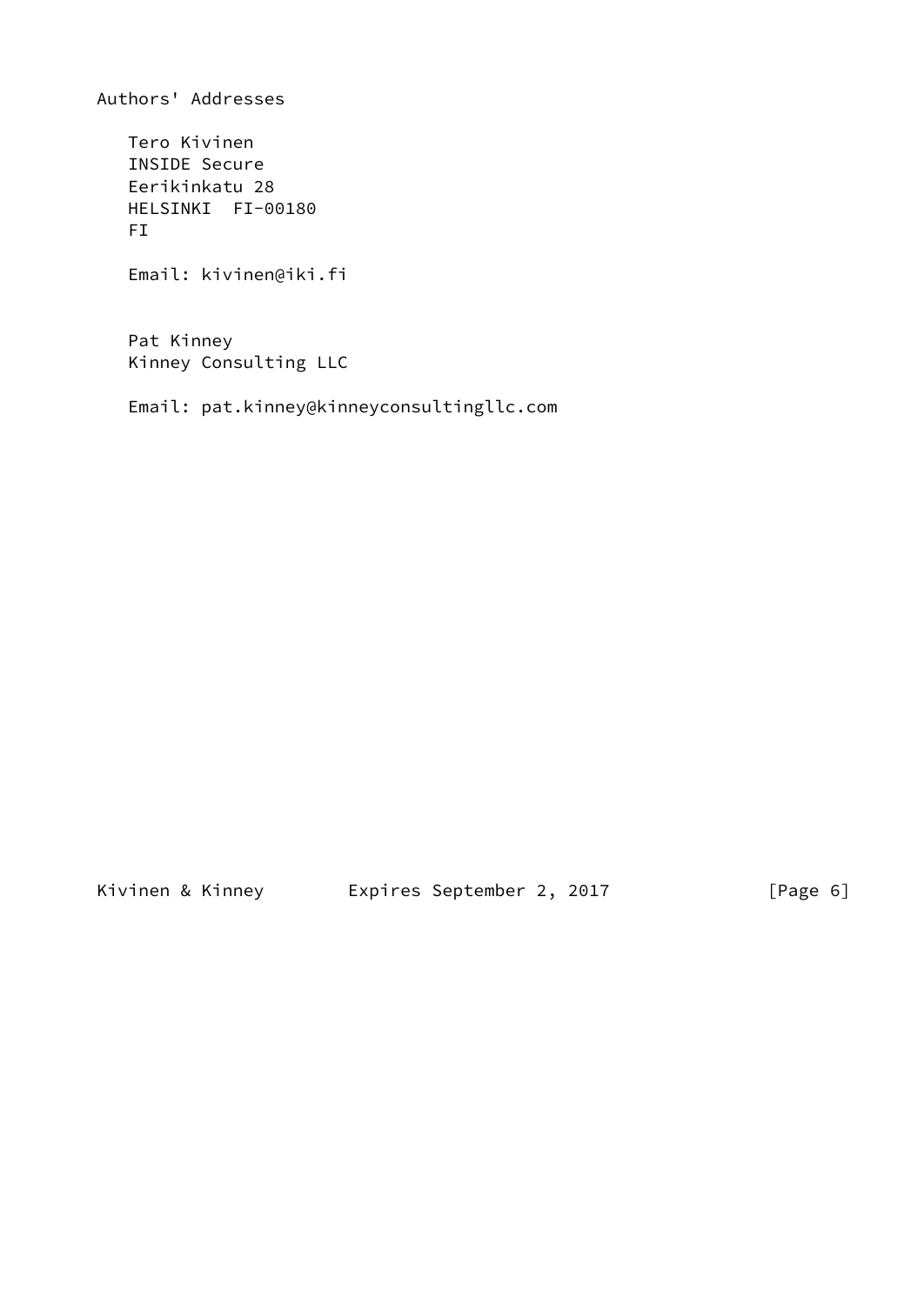# Authors' Addresses

Tero Kivinen
INSIDE Secure
Eerikinkatu 28
HELSINKI  FI-00180
FI

Email: kivinen@iki.fi

Pat Kinney
Kinney Consulting LLC

Email: pat.kinney@kinneyconsultingllc.com